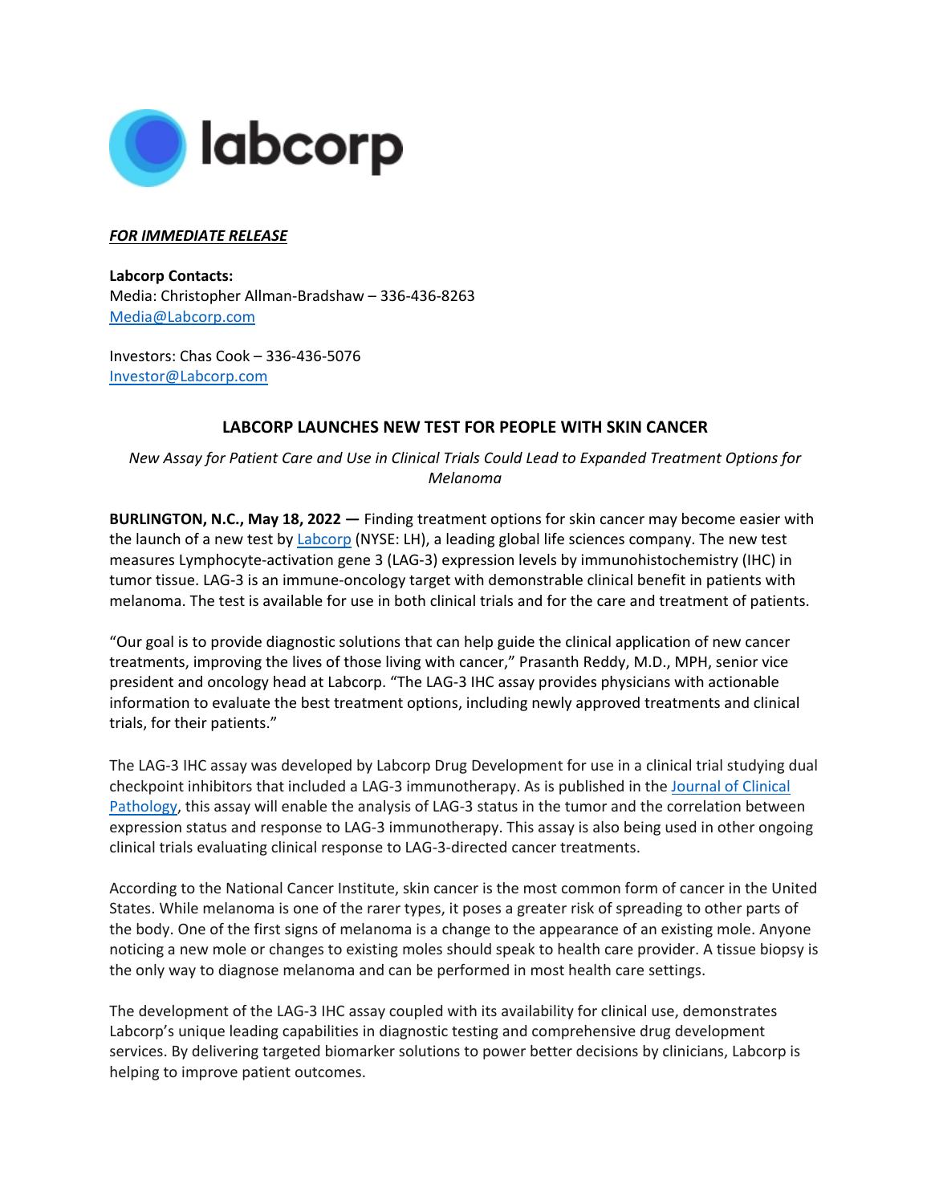labcorp

***FOR IMMEDIATE RELEASE***

**Labcorp Contacts:**
Media: Christopher Allman-Bradshaw – 336-436-8263
Media@Labcorp.com

Investors: Chas Cook – 336-436-5076
Investor@Labcorp.com

# LABCORP LAUNCHES NEW TEST FOR PEOPLE WITH SKIN CANCER

*New Assay for Patient Care and Use in Clinical Trials Could Lead to Expanded Treatment Options for Melanoma*

**BURLINGTON, N.C., May 18, 2022 —** Finding treatment options for skin cancer may become easier with the launch of a new test by Labcorp (NYSE: LH), a leading global life sciences company. The new test measures Lymphocyte-activation gene 3 (LAG-3) expression levels by immunohistochemistry (IHC) in tumor tissue. LAG-3 is an immune-oncology target with demonstrable clinical benefit in patients with melanoma. The test is available for use in both clinical trials and for the care and treatment of patients.

"Our goal is to provide diagnostic solutions that can help guide the clinical application of new cancer treatments, improving the lives of those living with cancer," Prasanth Reddy, M.D., MPH, senior vice president and oncology head at Labcorp. "The LAG-3 IHC assay provides physicians with actionable information to evaluate the best treatment options, including newly approved treatments and clinical trials, for their patients."

The LAG-3 IHC assay was developed by Labcorp Drug Development for use in a clinical trial studying dual checkpoint inhibitors that included a LAG-3 immunotherapy. As is published in the Journal of Clinical Pathology, this assay will enable the analysis of LAG-3 status in the tumor and the correlation between expression status and response to LAG-3 immunotherapy. This assay is also being used in other ongoing clinical trials evaluating clinical response to LAG-3-directed cancer treatments.

According to the National Cancer Institute, skin cancer is the most common form of cancer in the United States. While melanoma is one of the rarer types, it poses a greater risk of spreading to other parts of the body. One of the first signs of melanoma is a change to the appearance of an existing mole. Anyone noticing a new mole or changes to existing moles should speak to health care provider. A tissue biopsy is the only way to diagnose melanoma and can be performed in most health care settings.

The development of the LAG-3 IHC assay coupled with its availability for clinical use, demonstrates Labcorp's unique leading capabilities in diagnostic testing and comprehensive drug development services. By delivering targeted biomarker solutions to power better decisions by clinicians, Labcorp is helping to improve patient outcomes.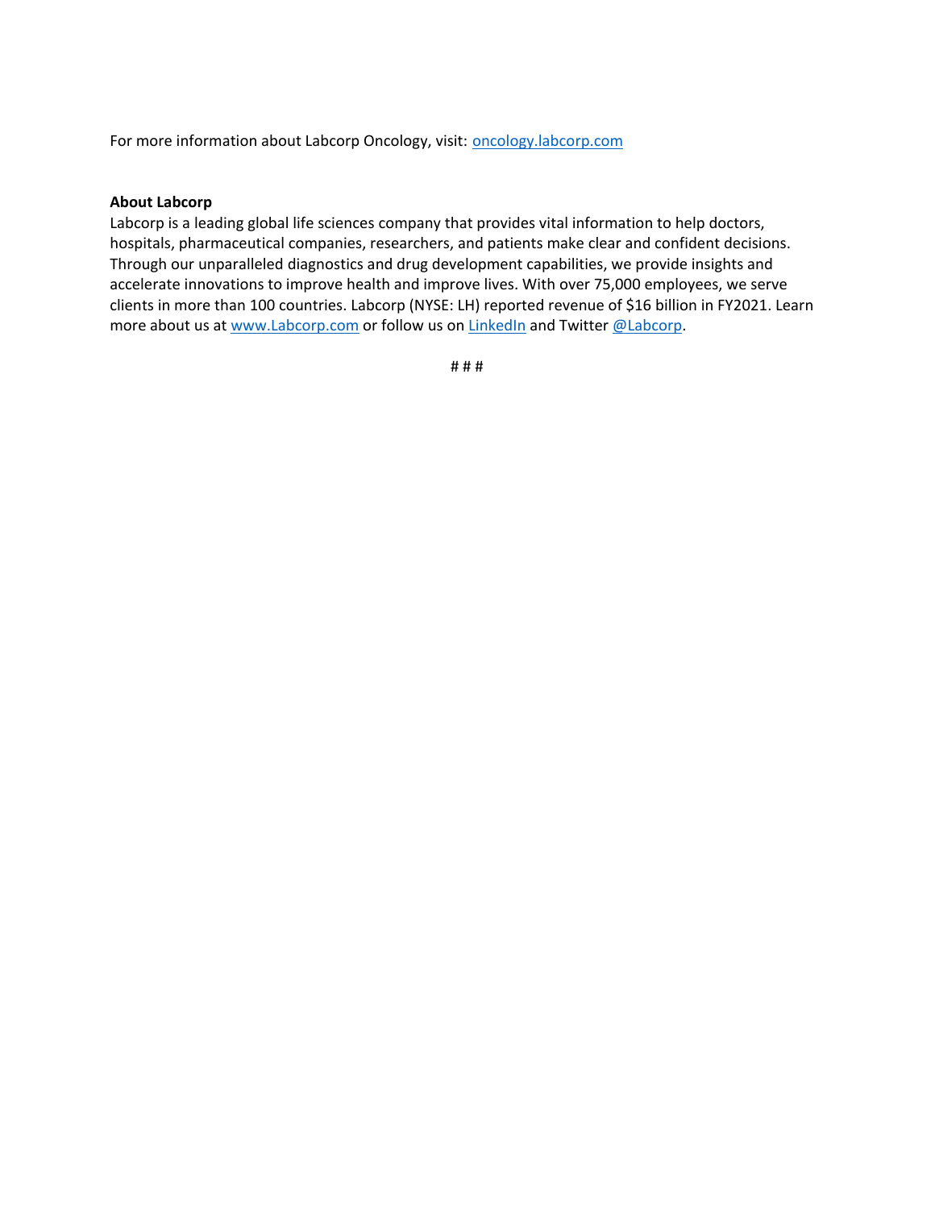For more information about Labcorp Oncology, visit: [oncology.labcorp.com](oncology.labcorp.com)

**About Labcorp**

Labcorp is a leading global life sciences company that provides vital information to help doctors, hospitals, pharmaceutical companies, researchers, and patients make clear and confident decisions. Through our unparalleled diagnostics and drug development capabilities, we provide insights and accelerate innovations to improve health and improve lives. With over 75,000 employees, we serve clients in more than 100 countries. Labcorp (NYSE: LH) reported revenue of $16 billion in FY2021. Learn more about us at [www.Labcorp.com](www.Labcorp.com) or follow us on LinkedIn and Twitter @Labcorp.

# # #